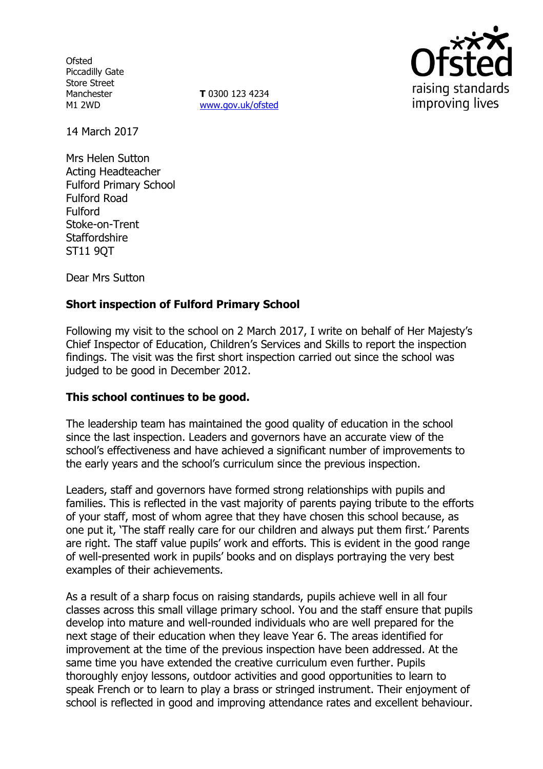Ofsted
Piccadilly Gate
Store Street
Manchester
M1 2WD

**T** 0300 123 4234
www.gov.uk/ofsted

14 March 2017

Mrs Helen Sutton
Acting Headteacher
Fulford Primary School
Fulford Road
Fulford
Stoke-on-Trent
Staffordshire
ST11 9QT

Dear Mrs Sutton

**Short inspection of Fulford Primary School**

Following my visit to the school on 2 March 2017, I write on behalf of Her Majesty's Chief Inspector of Education, Children's Services and Skills to report the inspection findings. The visit was the first short inspection carried out since the school was judged to be good in December 2012.

**This school continues to be good.**

The leadership team has maintained the good quality of education in the school since the last inspection. Leaders and governors have an accurate view of the school's effectiveness and have achieved a significant number of improvements to the early years and the school's curriculum since the previous inspection.

Leaders, staff and governors have formed strong relationships with pupils and families. This is reflected in the vast majority of parents paying tribute to the efforts of your staff, most of whom agree that they have chosen this school because, as one put it, 'The staff really care for our children and always put them first.' Parents are right. The staff value pupils' work and efforts. This is evident in the good range of well-presented work in pupils' books and on displays portraying the very best examples of their achievements.

As a result of a sharp focus on raising standards, pupils achieve well in all four classes across this small village primary school. You and the staff ensure that pupils develop into mature and well-rounded individuals who are well prepared for the next stage of their education when they leave Year 6. The areas identified for improvement at the time of the previous inspection have been addressed. At the same time you have extended the creative curriculum even further. Pupils thoroughly enjoy lessons, outdoor activities and good opportunities to learn to speak French or to learn to play a brass or stringed instrument. Their enjoyment of school is reflected in good and improving attendance rates and excellent behaviour.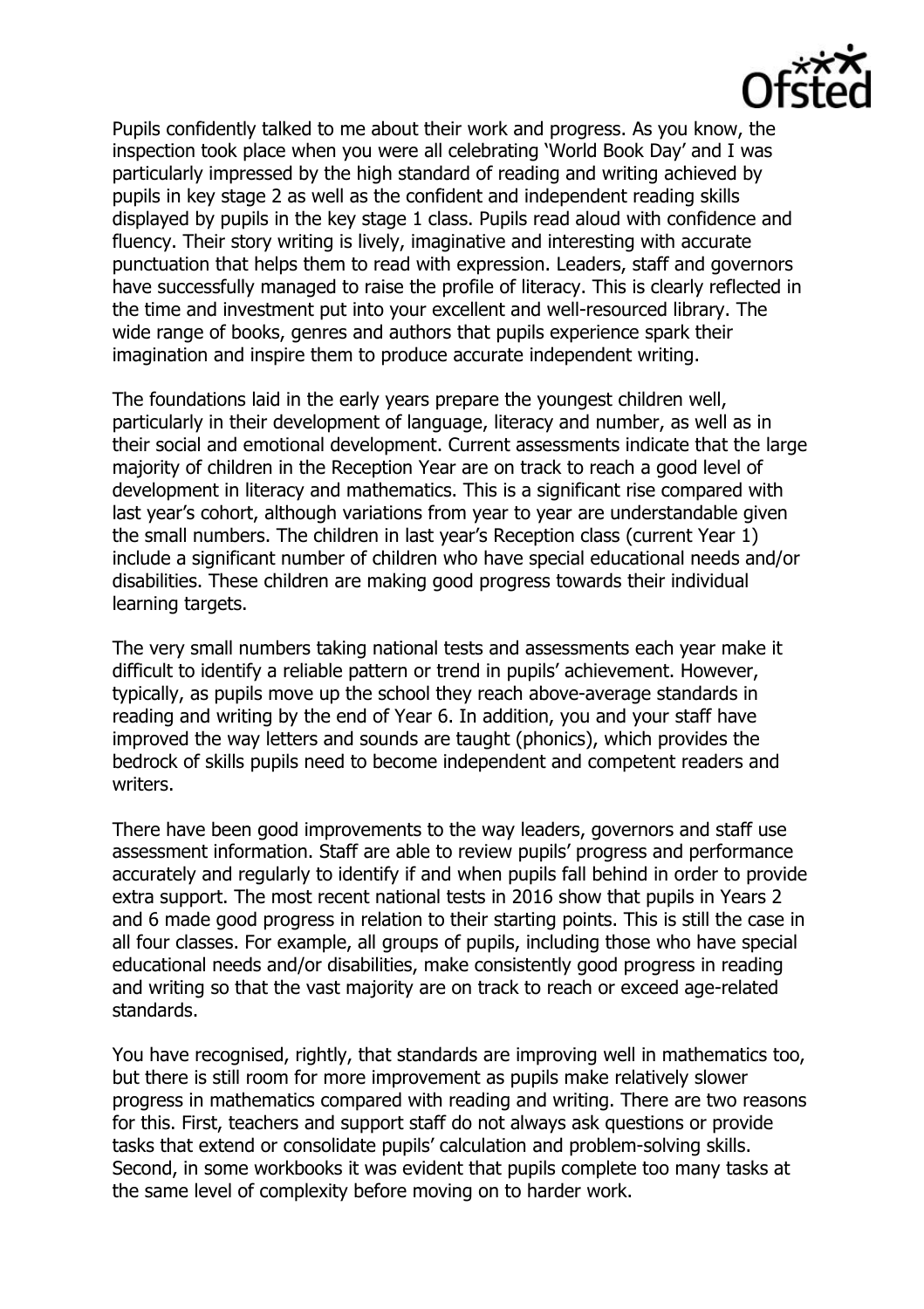Pupils confidently talked to me about their work and progress. As you know, the inspection took place when you were all celebrating 'World Book Day' and I was particularly impressed by the high standard of reading and writing achieved by pupils in key stage 2 as well as the confident and independent reading skills displayed by pupils in the key stage 1 class. Pupils read aloud with confidence and fluency. Their story writing is lively, imaginative and interesting with accurate punctuation that helps them to read with expression. Leaders, staff and governors have successfully managed to raise the profile of literacy. This is clearly reflected in the time and investment put into your excellent and well-resourced library. The wide range of books, genres and authors that pupils experience spark their imagination and inspire them to produce accurate independent writing.

The foundations laid in the early years prepare the youngest children well, particularly in their development of language, literacy and number, as well as in their social and emotional development. Current assessments indicate that the large majority of children in the Reception Year are on track to reach a good level of development in literacy and mathematics. This is a significant rise compared with last year's cohort, although variations from year to year are understandable given the small numbers. The children in last year's Reception class (current Year 1) include a significant number of children who have special educational needs and/or disabilities. These children are making good progress towards their individual learning targets.

The very small numbers taking national tests and assessments each year make it difficult to identify a reliable pattern or trend in pupils' achievement. However, typically, as pupils move up the school they reach above-average standards in reading and writing by the end of Year 6. In addition, you and your staff have improved the way letters and sounds are taught (phonics), which provides the bedrock of skills pupils need to become independent and competent readers and writers.

There have been good improvements to the way leaders, governors and staff use assessment information. Staff are able to review pupils' progress and performance accurately and regularly to identify if and when pupils fall behind in order to provide extra support. The most recent national tests in 2016 show that pupils in Years 2 and 6 made good progress in relation to their starting points. This is still the case in all four classes. For example, all groups of pupils, including those who have special educational needs and/or disabilities, make consistently good progress in reading and writing so that the vast majority are on track to reach or exceed age-related standards.

You have recognised, rightly, that standards are improving well in mathematics too, but there is still room for more improvement as pupils make relatively slower progress in mathematics compared with reading and writing. There are two reasons for this. First, teachers and support staff do not always ask questions or provide tasks that extend or consolidate pupils' calculation and problem-solving skills. Second, in some workbooks it was evident that pupils complete too many tasks at the same level of complexity before moving on to harder work.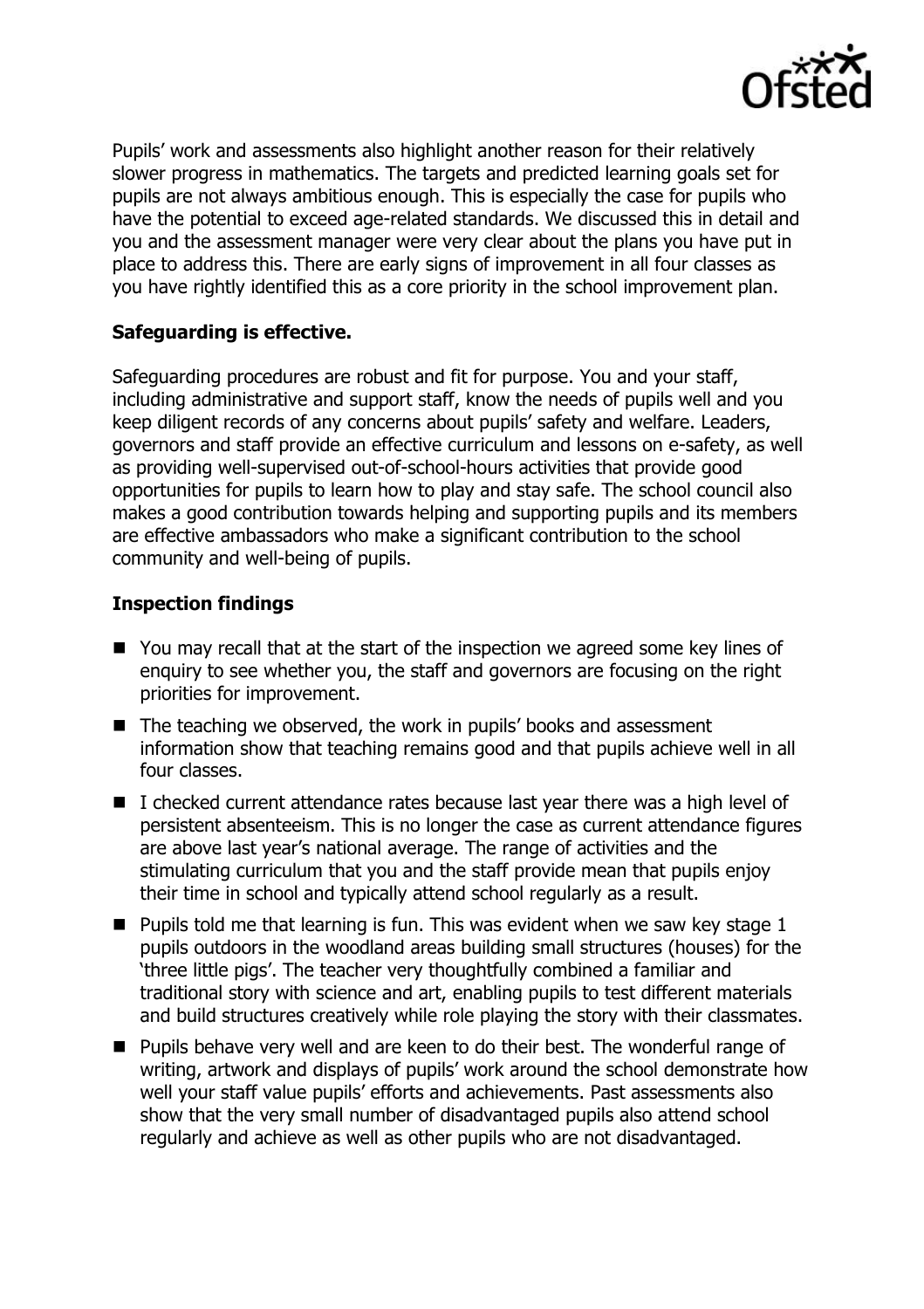Pupils' work and assessments also highlight another reason for their relatively slower progress in mathematics. The targets and predicted learning goals set for pupils are not always ambitious enough. This is especially the case for pupils who have the potential to exceed age-related standards. We discussed this in detail and you and the assessment manager were very clear about the plans you have put in place to address this. There are early signs of improvement in all four classes as you have rightly identified this as a core priority in the school improvement plan.

**Safeguarding is effective.**

Safeguarding procedures are robust and fit for purpose. You and your staff, including administrative and support staff, know the needs of pupils well and you keep diligent records of any concerns about pupils' safety and welfare. Leaders, governors and staff provide an effective curriculum and lessons on e-safety, as well as providing well-supervised out-of-school-hours activities that provide good opportunities for pupils to learn how to play and stay safe. The school council also makes a good contribution towards helping and supporting pupils and its members are effective ambassadors who make a significant contribution to the school community and well-being of pupils.

**Inspection findings**

- You may recall that at the start of the inspection we agreed some key lines of enquiry to see whether you, the staff and governors are focusing on the right priorities for improvement.
- The teaching we observed, the work in pupils' books and assessment information show that teaching remains good and that pupils achieve well in all four classes.
- I checked current attendance rates because last year there was a high level of persistent absenteeism. This is no longer the case as current attendance figures are above last year's national average. The range of activities and the stimulating curriculum that you and the staff provide mean that pupils enjoy their time in school and typically attend school regularly as a result.
- Pupils told me that learning is fun. This was evident when we saw key stage 1 pupils outdoors in the woodland areas building small structures (houses) for the 'three little pigs'. The teacher very thoughtfully combined a familiar and traditional story with science and art, enabling pupils to test different materials and build structures creatively while role playing the story with their classmates.
- Pupils behave very well and are keen to do their best. The wonderful range of writing, artwork and displays of pupils' work around the school demonstrate how well your staff value pupils' efforts and achievements. Past assessments also show that the very small number of disadvantaged pupils also attend school regularly and achieve as well as other pupils who are not disadvantaged.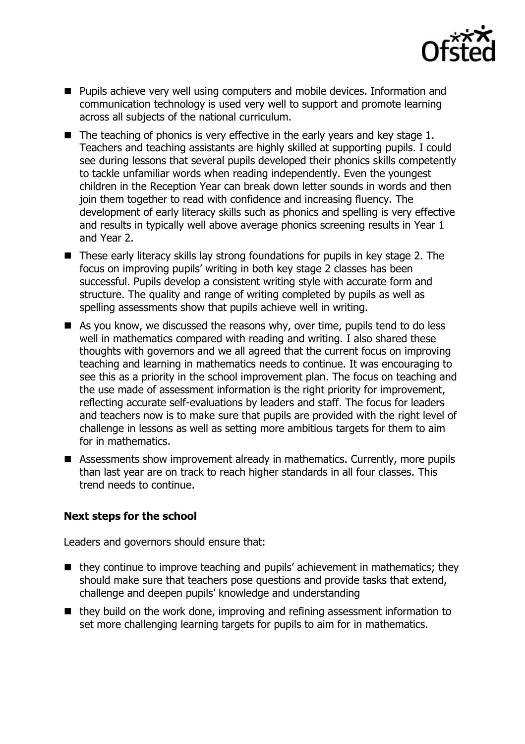- Pupils achieve very well using computers and mobile devices. Information and communication technology is used very well to support and promote learning across all subjects of the national curriculum.
- The teaching of phonics is very effective in the early years and key stage 1. Teachers and teaching assistants are highly skilled at supporting pupils. I could see during lessons that several pupils developed their phonics skills competently to tackle unfamiliar words when reading independently. Even the youngest children in the Reception Year can break down letter sounds in words and then join them together to read with confidence and increasing fluency. The development of early literacy skills such as phonics and spelling is very effective and results in typically well above average phonics screening results in Year 1 and Year 2.
- These early literacy skills lay strong foundations for pupils in key stage 2. The focus on improving pupils' writing in both key stage 2 classes has been successful. Pupils develop a consistent writing style with accurate form and structure. The quality and range of writing completed by pupils as well as spelling assessments show that pupils achieve well in writing.
- As you know, we discussed the reasons why, over time, pupils tend to do less well in mathematics compared with reading and writing. I also shared these thoughts with governors and we all agreed that the current focus on improving teaching and learning in mathematics needs to continue. It was encouraging to see this as a priority in the school improvement plan. The focus on teaching and the use made of assessment information is the right priority for improvement, reflecting accurate self-evaluations by leaders and staff. The focus for leaders and teachers now is to make sure that pupils are provided with the right level of challenge in lessons as well as setting more ambitious targets for them to aim for in mathematics.
- Assessments show improvement already in mathematics. Currently, more pupils than last year are on track to reach higher standards in all four classes. This trend needs to continue.

**Next steps for the school**

Leaders and governors should ensure that:

- they continue to improve teaching and pupils' achievement in mathematics; they should make sure that teachers pose questions and provide tasks that extend, challenge and deepen pupils' knowledge and understanding
- they build on the work done, improving and refining assessment information to set more challenging learning targets for pupils to aim for in mathematics.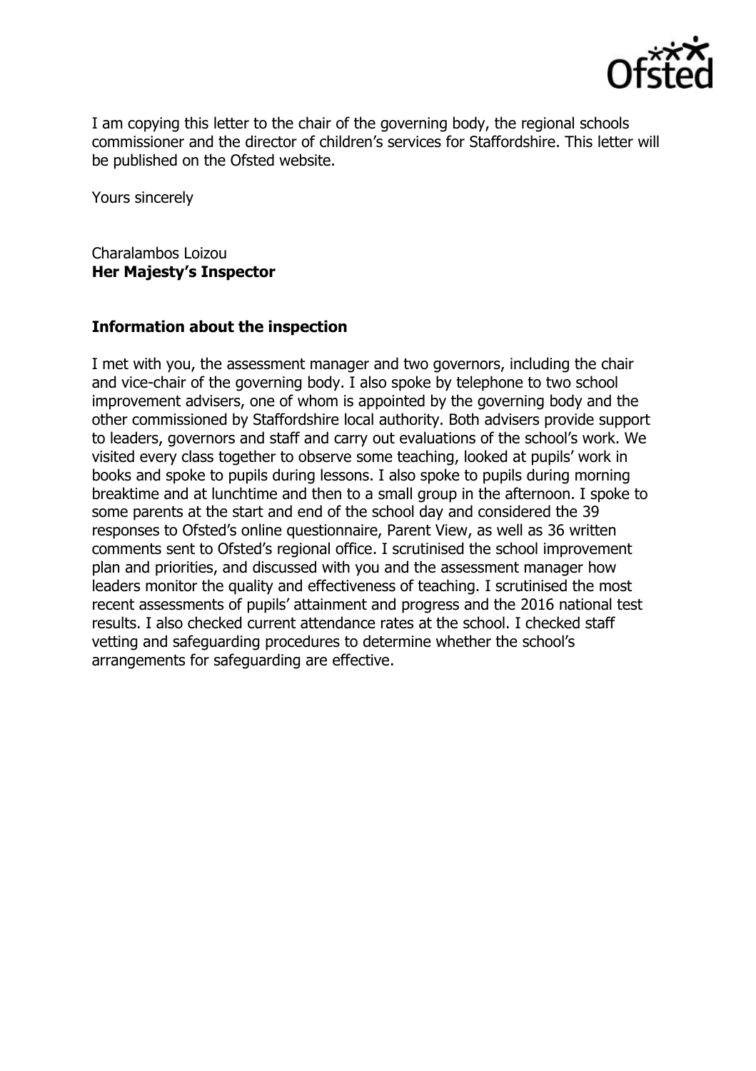I am copying this letter to the chair of the governing body, the regional schools commissioner and the director of children's services for Staffordshire. This letter will be published on the Ofsted website.

Yours sincerely

Charalambos Loizou
**Her Majesty's Inspector**

## Information about the inspection

I met with you, the assessment manager and two governors, including the chair and vice-chair of the governing body. I also spoke by telephone to two school improvement advisers, one of whom is appointed by the governing body and the other commissioned by Staffordshire local authority. Both advisers provide support to leaders, governors and staff and carry out evaluations of the school's work. We visited every class together to observe some teaching, looked at pupils' work in books and spoke to pupils during lessons. I also spoke to pupils during morning breaktime and at lunchtime and then to a small group in the afternoon. I spoke to some parents at the start and end of the school day and considered the 39 responses to Ofsted's online questionnaire, Parent View, as well as 36 written comments sent to Ofsted's regional office. I scrutinised the school improvement plan and priorities, and discussed with you and the assessment manager how leaders monitor the quality and effectiveness of teaching. I scrutinised the most recent assessments of pupils' attainment and progress and the 2016 national test results. I also checked current attendance rates at the school. I checked staff vetting and safeguarding procedures to determine whether the school's arrangements for safeguarding are effective.